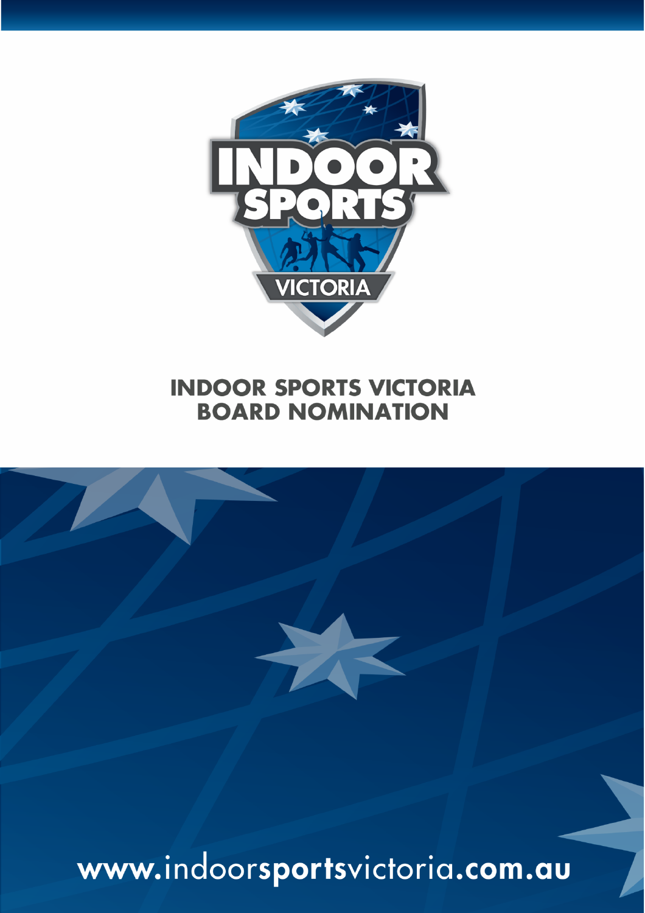# INDOOR SPORTS VICTORIA BOARD NOMINATION

www.indoorsportsvictoria.com.au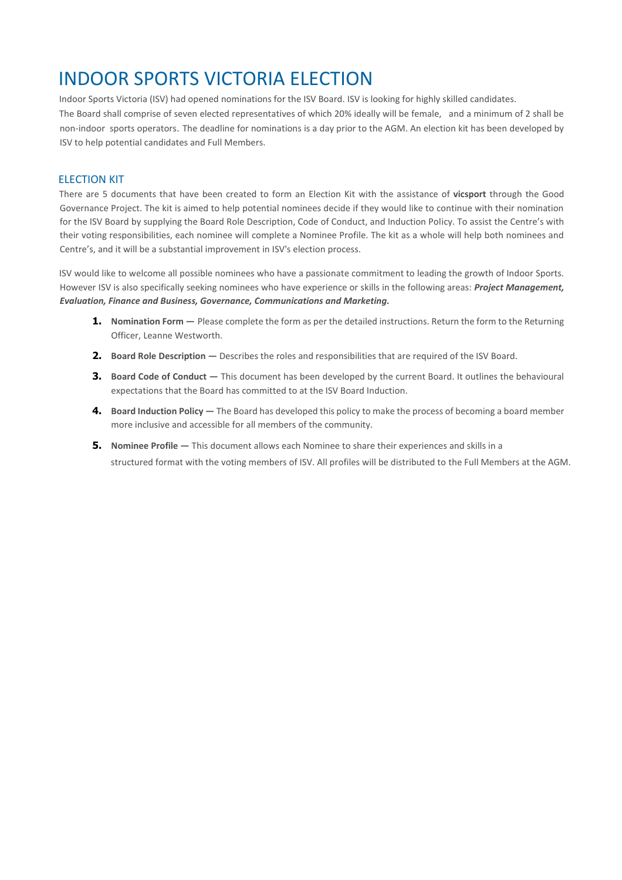# INDOOR SPORTS VICTORIA ELECTION

Indoor Sports Victoria (ISV) had opened nominations for the ISV Board. ISV is looking for highly skilled candidates. The Board shall comprise of seven elected representatives of which 20% ideally will be female, and a minimum of 2 shall be non-indoor sports operators. The deadline for nominations is a day prior to the AGM. An election kit has been developed by ISV to help potential candidates and Full Members.

## ELECTION KIT

There are 5 documents that have been created to form an Election Kit with the assistance of **vicsport** through the Good Governance Project. The kit is aimed to help potential nominees decide if they would like to continue with their nomination for the ISV Board by supplying the Board Role Description, Code of Conduct, and Induction Policy. To assist the Centre's with their voting responsibilities, each nominee will complete a Nominee Profile. The kit as a whole will help both nominees and Centre's, and it will be a substantial improvement in ISV's election process.

ISV would like to welcome all possible nominees who have a passionate commitment to leading the growth of Indoor Sports. However ISV is also specifically seeking nominees who have experience or skills in the following areas: ***Project Management, Evaluation, Finance and Business, Governance, Communications and Marketing.***

1. **Nomination Form —** Please complete the form as per the detailed instructions. Return the form to the Returning Officer, Leanne Westworth.
2. **Board Role Description —** Describes the roles and responsibilities that are required of the ISV Board.
3. **Board Code of Conduct —** This document has been developed by the current Board. It outlines the behavioural expectations that the Board has committed to at the ISV Board Induction.
4. **Board Induction Policy —** The Board has developed this policy to make the process of becoming a board member more inclusive and accessible for all members of the community.
5. **Nominee Profile —** This document allows each Nominee to share their experiences and skills in a structured format with the voting members of ISV. All profiles will be distributed to the Full Members at the AGM.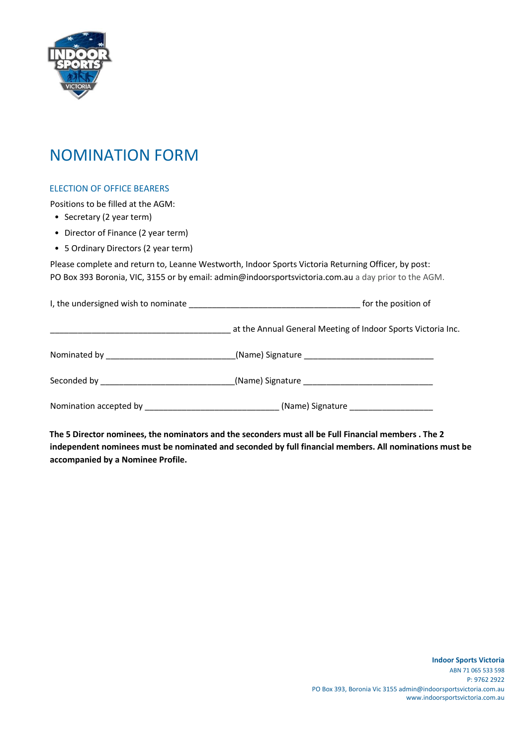# NOMINATION FORM

## ELECTION OF OFFICE BEARERS

Positions to be filled at the AGM:

- Secretary (2 year term)
- Director of Finance (2 year term)
- 5 Ordinary Directors (2 year term)

Please complete and return to, Leanne Westworth, Indoor Sports Victoria Returning Officer, by post: PO Box 393 Boronia, VIC, 3155 or by email: admin@indoorsportsvictoria.com.au a day prior to the AGM.

I, the undersigned wish to nominate _____________________________________ for the position of

_______________________________________ at the Annual General Meeting of Indoor Sports Victoria Inc.

Nominated by ___________________________(Name) Signature ___________________________

Seconded by ____________________________(Name) Signature ____________________________

Nomination accepted by ____________________________ (Name) Signature __________________

**The 5 Director nominees, the nominators and the seconders must all be Full Financial members . The 2 independent nominees must be nominated and seconded by full financial members. All nominations must be accompanied by a Nominee Profile.**

**Indoor Sports Victoria**
ABN 71 065 533 598
P: 9762 2922
PO Box 393, Boronia Vic 3155 admin@indoorsportsvictoria.com.au
www.indoorsportsvictoria.com.au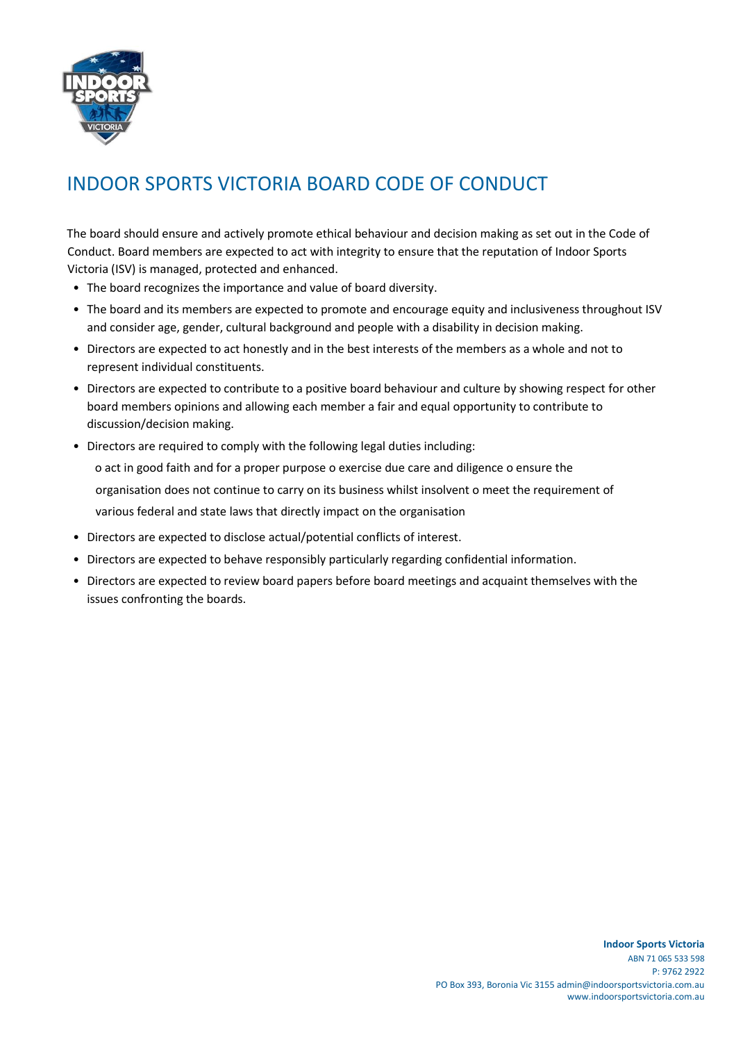# INDOOR SPORTS VICTORIA BOARD CODE OF CONDUCT

The board should ensure and actively promote ethical behaviour and decision making as set out in the Code of Conduct. Board members are expected to act with integrity to ensure that the reputation of Indoor Sports Victoria (ISV) is managed, protected and enhanced.

- The board recognizes the importance and value of board diversity.
- The board and its members are expected to promote and encourage equity and inclusiveness throughout ISV and consider age, gender, cultural background and people with a disability in decision making.
- Directors are expected to act honestly and in the best interests of the members as a whole and not to represent individual constituents.
- Directors are expected to contribute to a positive board behaviour and culture by showing respect for other board members opinions and allowing each member a fair and equal opportunity to contribute to discussion/decision making.
- Directors are required to comply with the following legal duties including:
  - act in good faith and for a proper purpose
  - exercise due care and diligence
  - ensure the organisation does not continue to carry on its business whilst insolvent
  - meet the requirement of various federal and state laws that directly impact on the organisation
- Directors are expected to disclose actual/potential conflicts of interest.
- Directors are expected to behave responsibly particularly regarding confidential information.
- Directors are expected to review board papers before board meetings and acquaint themselves with the issues confronting the boards.

**Indoor Sports Victoria**
ABN 71 065 533 598
P: 9762 2922
PO Box 393, Boronia Vic 3155 admin@indoorsportsvictoria.com.au
www.indoorsportsvictoria.com.au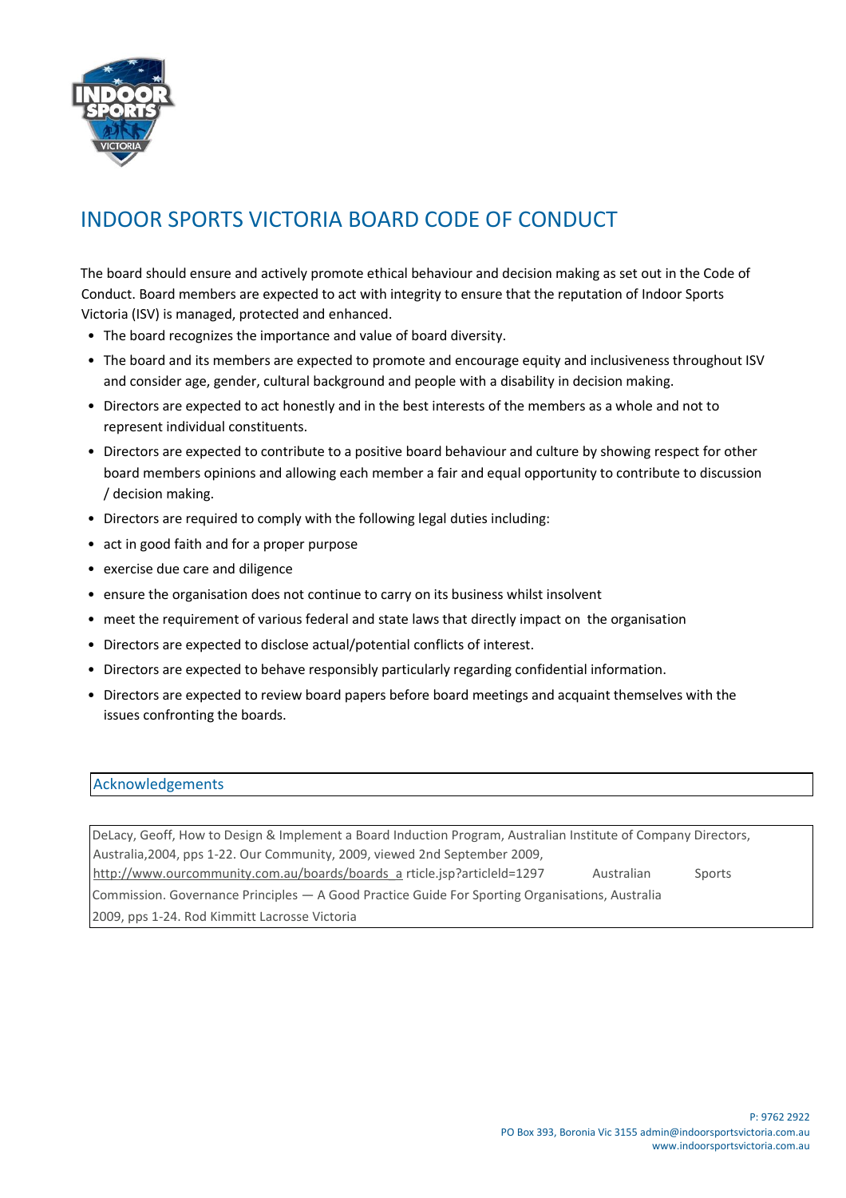# INDOOR SPORTS VICTORIA BOARD CODE OF CONDUCT

The board should ensure and actively promote ethical behaviour and decision making as set out in the Code of Conduct. Board members are expected to act with integrity to ensure that the reputation of Indoor Sports Victoria (ISV) is managed, protected and enhanced.

- The board recognizes the importance and value of board diversity.
- The board and its members are expected to promote and encourage equity and inclusiveness throughout ISV and consider age, gender, cultural background and people with a disability in decision making.
- Directors are expected to act honestly and in the best interests of the members as a whole and not to represent individual constituents.
- Directors are expected to contribute to a positive board behaviour and culture by showing respect for other board members opinions and allowing each member a fair and equal opportunity to contribute to discussion / decision making.
- Directors are required to comply with the following legal duties including:
- act in good faith and for a proper purpose
- exercise due care and diligence
- ensure the organisation does not continue to carry on its business whilst insolvent
- meet the requirement of various federal and state laws that directly impact on the organisation
- Directors are expected to disclose actual/potential conflicts of interest.
- Directors are expected to behave responsibly particularly regarding confidential information.
- Directors are expected to review board papers before board meetings and acquaint themselves with the issues confronting the boards.

## Acknowledgements

DeLacy, Geoff, How to Design & Implement a Board Induction Program, Australian Institute of Company Directors, Australia,2004, pps 1-22. Our Community, 2009, viewed 2nd September 2009, http://www.ourcommunity.com.au/boards/boards_a rticle.jsp?articleId=1297 Australian Sports Commission. Governance Principles — A Good Practice Guide For Sporting Organisations, Australia 2009, pps 1-24. Rod Kimmitt Lacrosse Victoria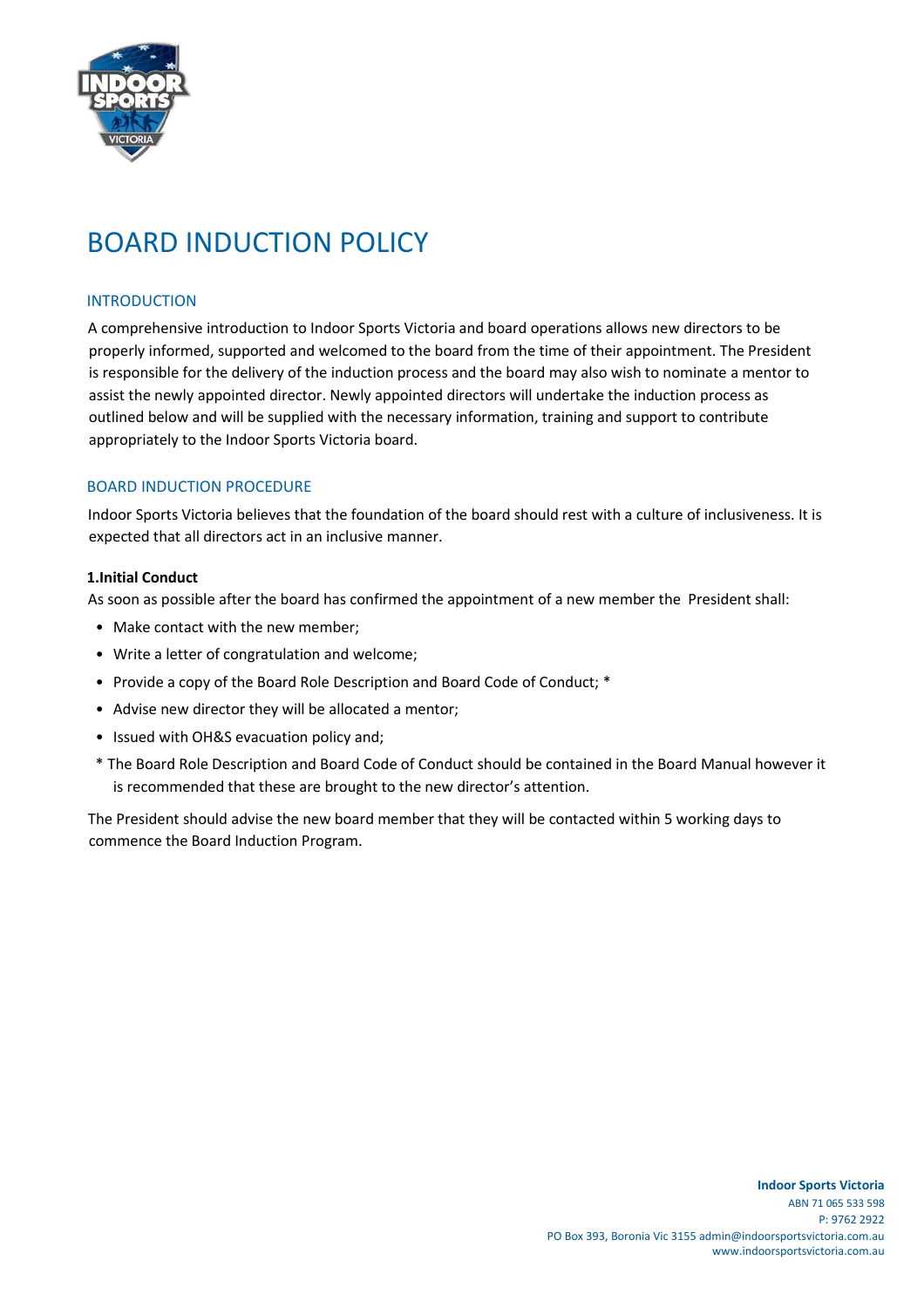# BOARD INDUCTION POLICY

## INTRODUCTION

A comprehensive introduction to Indoor Sports Victoria and board operations allows new directors to be properly informed, supported and welcomed to the board from the time of their appointment. The President is responsible for the delivery of the induction process and the board may also wish to nominate a mentor to assist the newly appointed director. Newly appointed directors will undertake the induction process as outlined below and will be supplied with the necessary information, training and support to contribute appropriately to the Indoor Sports Victoria board.

## BOARD INDUCTION PROCEDURE

Indoor Sports Victoria believes that the foundation of the board should rest with a culture of inclusiveness. It is expected that all directors act in an inclusive manner.

### 1.Initial Conduct

As soon as possible after the board has confirmed the appointment of a new member the President shall:

- Make contact with the new member;
- Write a letter of congratulation and welcome;
- Provide a copy of the Board Role Description and Board Code of Conduct; *
- Advise new director they will be allocated a mentor;
- Issued with OH&S evacuation policy and;

* The Board Role Description and Board Code of Conduct should be contained in the Board Manual however it is recommended that these are brought to the new director's attention.

The President should advise the new board member that they will be contacted within 5 working days to commence the Board Induction Program.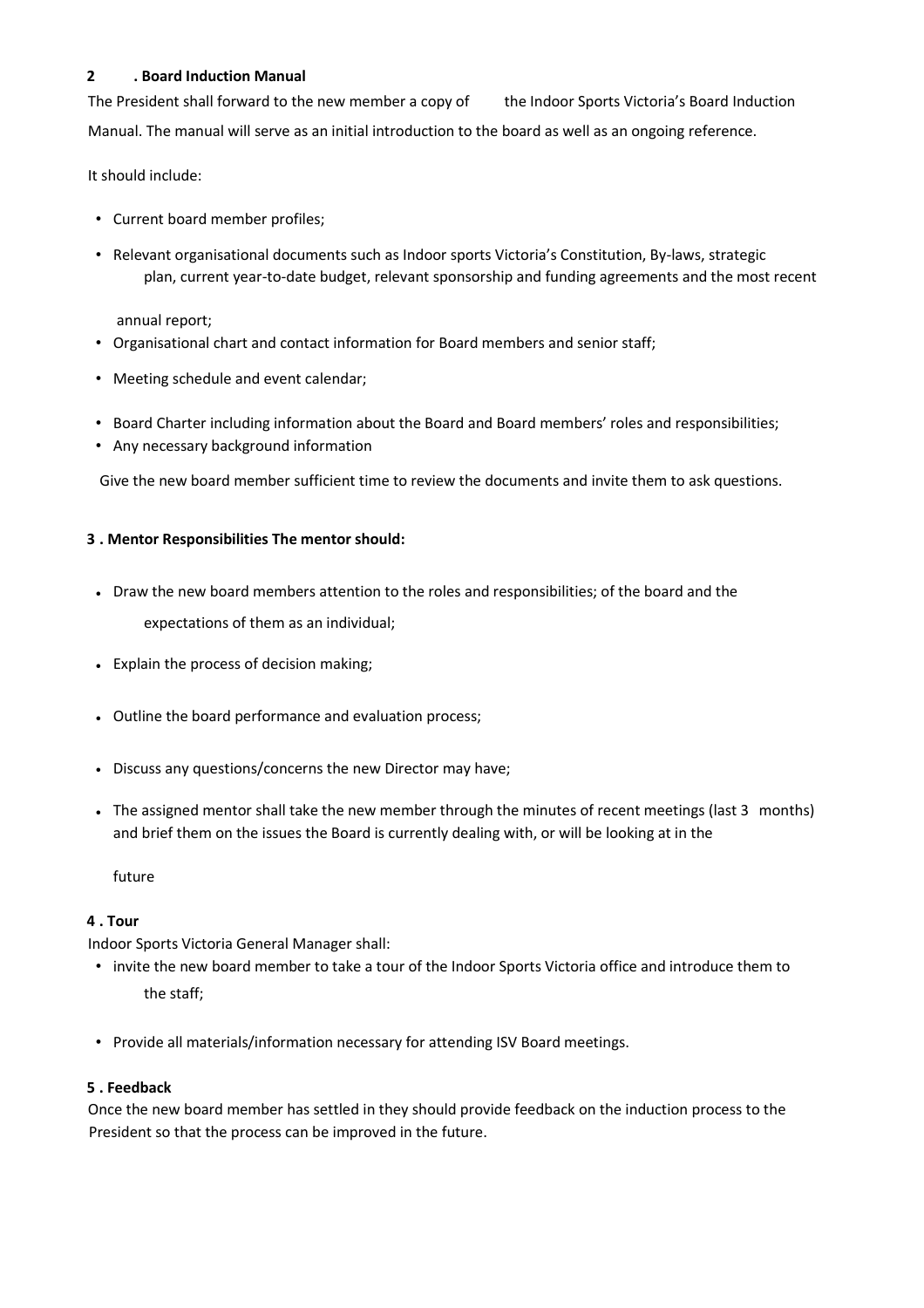**2 . Board Induction Manual**

The President shall forward to the new member a copy of the Indoor Sports Victoria's Board Induction Manual. The manual will serve as an initial introduction to the board as well as an ongoing reference.

It should include:

- Current board member profiles;
- Relevant organisational documents such as Indoor sports Victoria's Constitution, By-laws, strategic plan, current year-to-date budget, relevant sponsorship and funding agreements and the most recent annual report;
- Organisational chart and contact information for Board members and senior staff;
- Meeting schedule and event calendar;
- Board Charter including information about the Board and Board members' roles and responsibilities;
- Any necessary background information

Give the new board member sufficient time to review the documents and invite them to ask questions.

**3 . Mentor Responsibilities The mentor should:**

- Draw the new board members attention to the roles and responsibilities; of the board and the expectations of them as an individual;
- Explain the process of decision making;
- Outline the board performance and evaluation process;
- Discuss any questions/concerns the new Director may have;
- The assigned mentor shall take the new member through the minutes of recent meetings (last 3 months) and brief them on the issues the Board is currently dealing with, or will be looking at in the future

**4 . Tour**

Indoor Sports Victoria General Manager shall:

- invite the new board member to take a tour of the Indoor Sports Victoria office and introduce them to the staff;
- Provide all materials/information necessary for attending ISV Board meetings.

**5 . Feedback**

Once the new board member has settled in they should provide feedback on the induction process to the President so that the process can be improved in the future.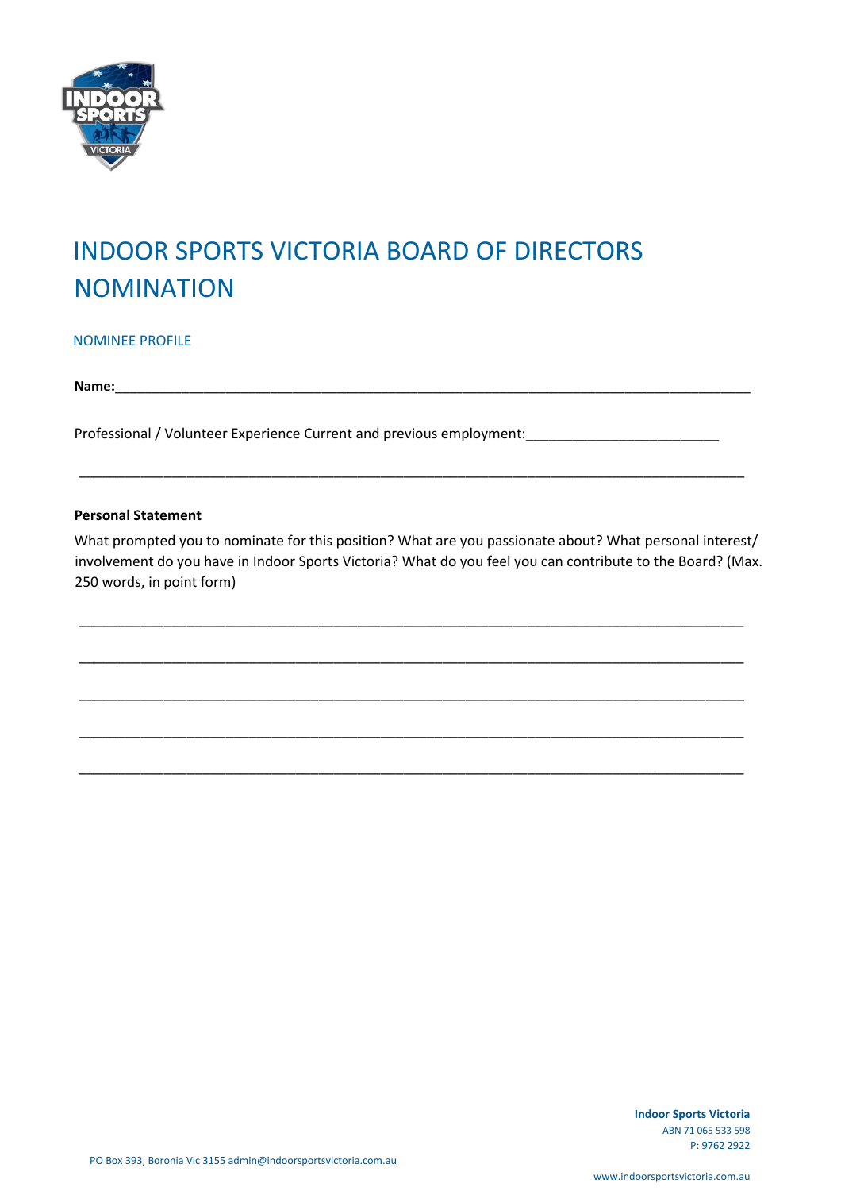# INDOOR SPORTS VICTORIA BOARD OF DIRECTORS NOMINATION

## NOMINEE PROFILE

**Name:**\_\_\_\_\_\_\_\_\_\_\_\_\_\_\_\_\_\_\_\_\_\_\_\_\_\_\_\_\_\_\_\_\_\_\_\_\_\_\_\_\_\_\_\_\_\_\_\_\_\_\_\_\_\_\_\_\_\_\_\_\_\_\_\_\_\_\_\_\_\_

Professional / Volunteer Experience Current and previous employment:\_\_\_\_\_\_\_\_\_\_\_\_\_\_\_\_\_\_\_\_\_\_\_\_\_

\_\_\_\_\_\_\_\_\_\_\_\_\_\_\_\_\_\_\_\_\_\_\_\_\_\_\_\_\_\_\_\_\_\_\_\_\_\_\_\_\_\_\_\_\_\_\_\_\_\_\_\_\_\_\_\_\_\_\_\_\_\_\_\_\_\_\_\_\_\_\_\_\_\_\_\_\_\_

**Personal Statement**

What prompted you to nominate for this position? What are you passionate about? What personal interest/ involvement do you have in Indoor Sports Victoria? What do you feel you can contribute to the Board? (Max. 250 words, in point form)

\_\_\_\_\_\_\_\_\_\_\_\_\_\_\_\_\_\_\_\_\_\_\_\_\_\_\_\_\_\_\_\_\_\_\_\_\_\_\_\_\_\_\_\_\_\_\_\_\_\_\_\_\_\_\_\_\_\_\_\_\_\_\_\_\_\_\_\_\_\_\_\_\_\_\_\_\_\_

\_\_\_\_\_\_\_\_\_\_\_\_\_\_\_\_\_\_\_\_\_\_\_\_\_\_\_\_\_\_\_\_\_\_\_\_\_\_\_\_\_\_\_\_\_\_\_\_\_\_\_\_\_\_\_\_\_\_\_\_\_\_\_\_\_\_\_\_\_\_\_\_\_\_\_\_\_\_

\_\_\_\_\_\_\_\_\_\_\_\_\_\_\_\_\_\_\_\_\_\_\_\_\_\_\_\_\_\_\_\_\_\_\_\_\_\_\_\_\_\_\_\_\_\_\_\_\_\_\_\_\_\_\_\_\_\_\_\_\_\_\_\_\_\_\_\_\_\_\_\_\_\_\_\_\_\_

\_\_\_\_\_\_\_\_\_\_\_\_\_\_\_\_\_\_\_\_\_\_\_\_\_\_\_\_\_\_\_\_\_\_\_\_\_\_\_\_\_\_\_\_\_\_\_\_\_\_\_\_\_\_\_\_\_\_\_\_\_\_\_\_\_\_\_\_\_\_\_\_\_\_\_\_\_\_

\_\_\_\_\_\_\_\_\_\_\_\_\_\_\_\_\_\_\_\_\_\_\_\_\_\_\_\_\_\_\_\_\_\_\_\_\_\_\_\_\_\_\_\_\_\_\_\_\_\_\_\_\_\_\_\_\_\_\_\_\_\_\_\_\_\_\_\_\_\_\_\_\_\_\_\_\_\_

**Indoor Sports Victoria**
ABN 71 065 533 598
P: 9762 2922

PO Box 393, Boronia Vic 3155 admin@indoorsportsvictoria.com.au

www.indoorsportsvictoria.com.au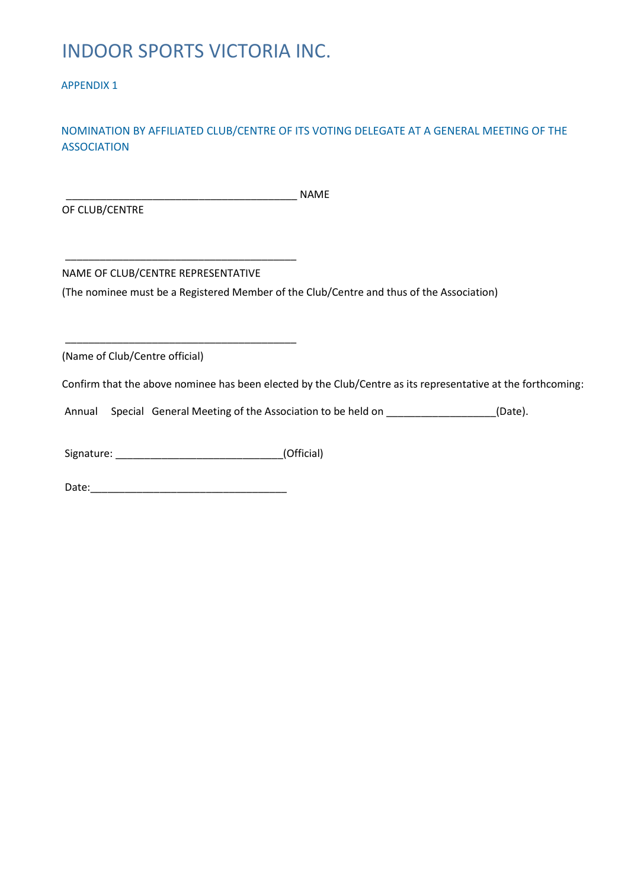# INDOOR SPORTS VICTORIA INC.

APPENDIX 1

NOMINATION BY AFFILIATED CLUB/CENTRE OF ITS VOTING DELEGATE AT A GENERAL MEETING OF THE ASSOCIATION

________________________________________ NAME OF CLUB/CENTRE

________________________________________

NAME OF CLUB/CENTRE REPRESENTATIVE

(The nominee must be a Registered Member of the Club/Centre and thus of the Association)

________________________________________

(Name of Club/Centre official)

Confirm that the above nominee has been elected by the Club/Centre as its representative at the forthcoming:

Annual Special General Meeting of the Association to be held on ___________________(Date).

Signature: _____________________________(Official)

Date:__________________________________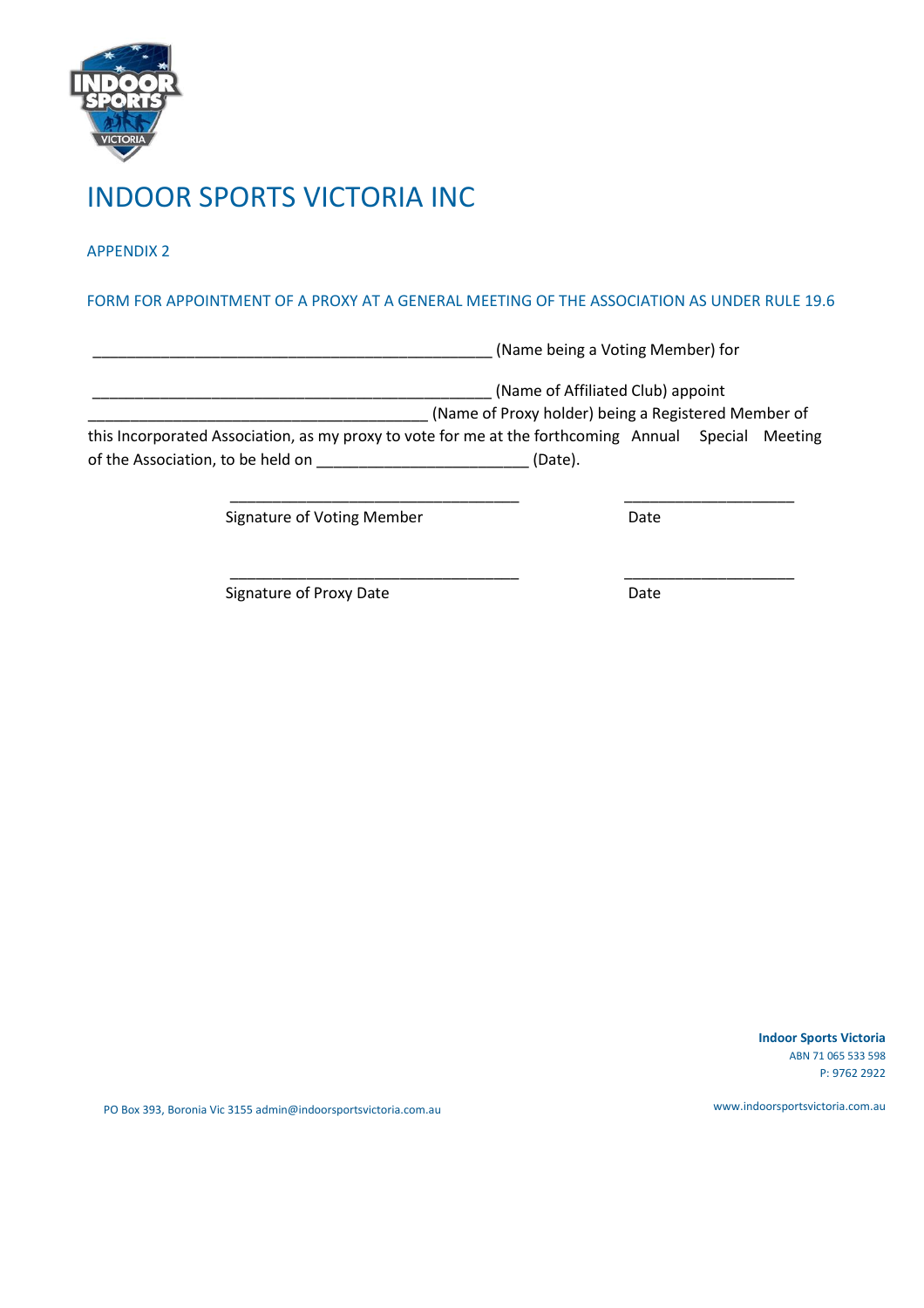# INDOOR SPORTS VICTORIA INC

APPENDIX 2

FORM FOR APPOINTMENT OF A PROXY AT A GENERAL MEETING OF THE ASSOCIATION AS UNDER RULE 19.6

_________________________________________________ (Name being a Voting Member) for

_________________________________________________ (Name of Affiliated Club) appoint
_________________________________________ (Name of Proxy holder) being a Registered Member of this Incorporated Association, as my proxy to vote for me at the forthcoming Annual Special Meeting of the Association, to be held on __________________________ (Date).

| | |
|---|---|
| ___________________________________ | _____________________ |
| Signature of Voting Member | Date |
| ___________________________________ | _____________________ |
| Signature of Proxy Date | Date |

**Indoor Sports Victoria**
ABN 71 065 533 598
P: 9762 2922

PO Box 393, Boronia Vic 3155 admin@indoorsportsvictoria.com.au

www.indoorsportsvictoria.com.au